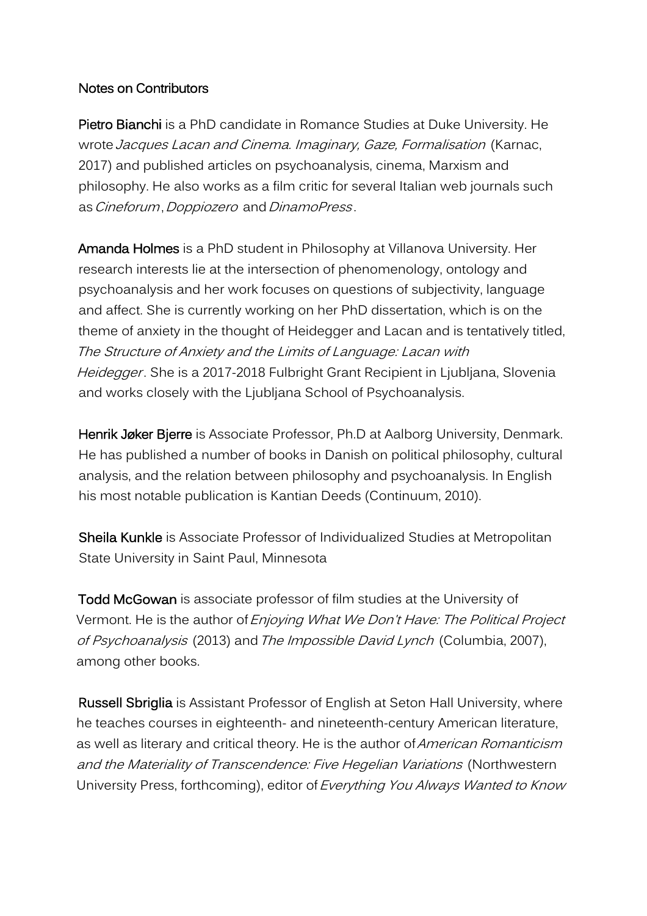# Notes on Contributors

**Pietro Bianchi** is a PhD candidate in Romance Studies at Duke University. He wrote *Jacques Lacan and Cinema. Imaginary, Gaze, Formalisation* (Karnac, 2017) and published articles on psychoanalysis, cinema, Marxism and philosophy. He also works as a film critic for several Italian web journals such as *Cineforum*, *Doppiozero* and *DinamoPress*.

**Amanda Holmes** is a PhD student in Philosophy at Villanova University. Her research interests lie at the intersection of phenomenology, ontology and psychoanalysis and her work focuses on questions of subjectivity, language and affect. She is currently working on her PhD dissertation, which is on the theme of anxiety in the thought of Heidegger and Lacan and is tentatively titled, *The Structure of Anxiety and the Limits of Language: Lacan with Heidegger*. She is a 2017-2018 Fulbright Grant Recipient in Ljubljana, Slovenia and works closely with the Ljubljana School of Psychoanalysis.

**Henrik Jøker Bjerre** is Associate Professor, Ph.D at Aalborg University, Denmark. He has published a number of books in Danish on political philosophy, cultural analysis, and the relation between philosophy and psychoanalysis. In English his most notable publication is Kantian Deeds (Continuum, 2010).

**Sheila Kunkle** is Associate Professor of Individualized Studies at Metropolitan State University in Saint Paul, Minnesota

**Todd McGowan** is associate professor of film studies at the University of Vermont. He is the author of *Enjoying What We Don't Have: The Political Project of Psychoanalysis* (2013) and *The Impossible David Lynch* (Columbia, 2007), among other books.

**Russell Sbriglia** is Assistant Professor of English at Seton Hall University, where he teaches courses in eighteenth- and nineteenth-century American literature, as well as literary and critical theory. He is the author of *American Romanticism and the Materiality of Transcendence: Five Hegelian Variations* (Northwestern University Press, forthcoming), editor of *Everything You Always Wanted to Know*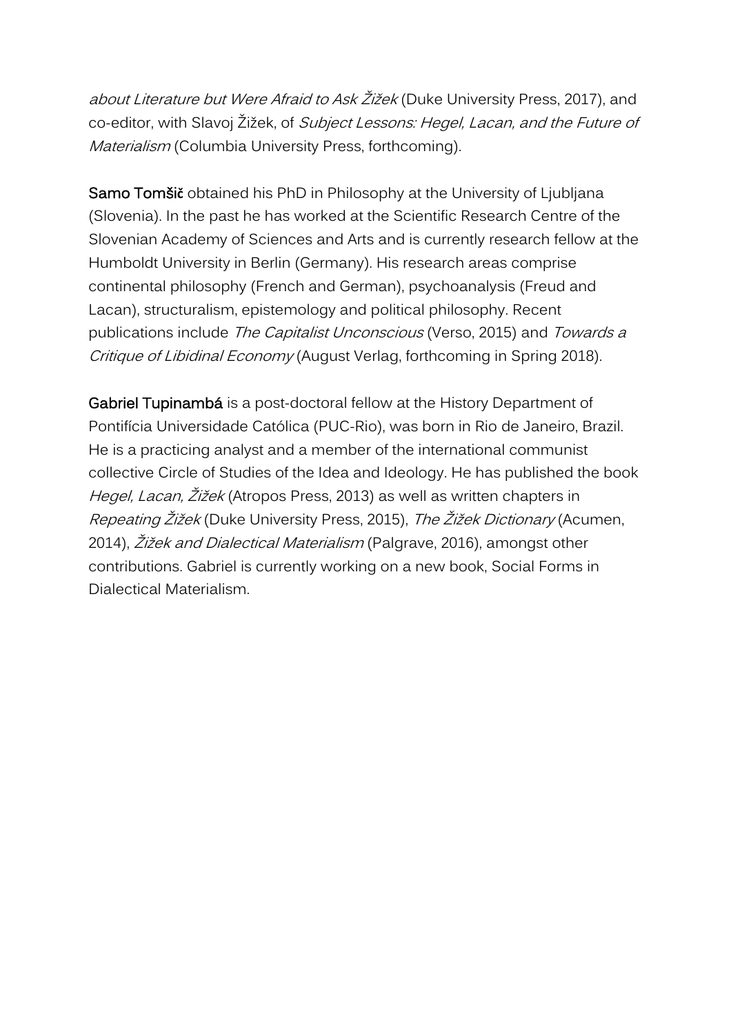*about Literature but Were Afraid to Ask Žižek* (Duke University Press, 2017), and co-editor, with Slavoj Žižek, of *Subject Lessons: Hegel, Lacan, and the Future of Materialism* (Columbia University Press, forthcoming).

**Samo Tomšič** obtained his PhD in Philosophy at the University of Ljubljana (Slovenia). In the past he has worked at the Scientific Research Centre of the Slovenian Academy of Sciences and Arts and is currently research fellow at the Humboldt University in Berlin (Germany). His research areas comprise continental philosophy (French and German), psychoanalysis (Freud and Lacan), structuralism, epistemology and political philosophy. Recent publications include *The Capitalist Unconscious* (Verso, 2015) and *Towards a Critique of Libidinal Economy* (August Verlag, forthcoming in Spring 2018).

**Gabriel Tupinambá** is a post-doctoral fellow at the History Department of Pontifícia Universidade Católica (PUC-Rio), was born in Rio de Janeiro, Brazil. He is a practicing analyst and a member of the international communist collective Circle of Studies of the Idea and Ideology. He has published the book *Hegel, Lacan, Žižek* (Atropos Press, 2013) as well as written chapters in *Repeating Žižek* (Duke University Press, 2015), *The Žižek Dictionary* (Acumen, 2014), *Žižek and Dialectical Materialism* (Palgrave, 2016), amongst other contributions. Gabriel is currently working on a new book, Social Forms in Dialectical Materialism.